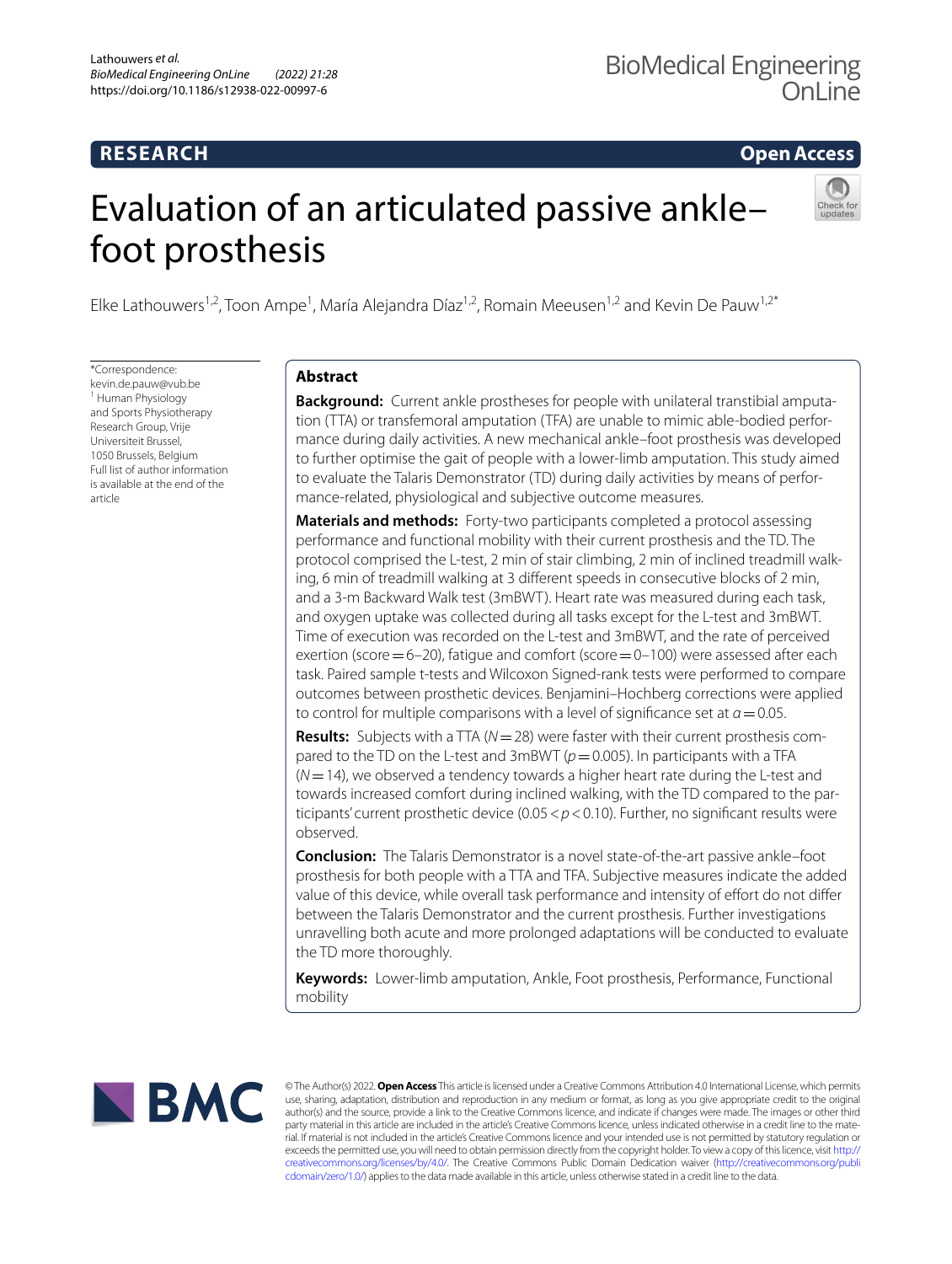RESEARCH

Open Access

# Evaluation of an articulated passive ankle–foot prosthesis

Elke Lathouwers[1,2], Toon Ampe[1], María Alejandra Díaz[1,2], Romain Meeusen[1,2] and Kevin De Pauw[1,2*]

*Correspondence: kevin.de.pauw@vub.be
[1] Human Physiology and Sports Physiotherapy Research Group, Vrije Universiteit Brussel, 1050 Brussels, Belgium
Full list of author information is available at the end of the article

## Abstract

**Background:** Current ankle prostheses for people with unilateral transtibial amputation (TTA) or transfemoral amputation (TFA) are unable to mimic able-bodied performance during daily activities. A new mechanical ankle–foot prosthesis was developed to further optimise the gait of people with a lower-limb amputation. This study aimed to evaluate the Talaris Demonstrator (TD) during daily activities by means of performance-related, physiological and subjective outcome measures.

**Materials and methods:** Forty-two participants completed a protocol assessing performance and functional mobility with their current prosthesis and the TD. The protocol comprised the L-test, 2 min of stair climbing, 2 min of inclined treadmill walking, 6 min of treadmill walking at 3 different speeds in consecutive blocks of 2 min, and a 3-m Backward Walk test (3mBWT). Heart rate was measured during each task, and oxygen uptake was collected during all tasks except for the L-test and 3mBWT. Time of execution was recorded on the L-test and 3mBWT, and the rate of perceived exertion (score = 6–20), fatigue and comfort (score = 0–100) were assessed after each task. Paired sample t-tests and Wilcoxon Signed-rank tests were performed to compare outcomes between prosthetic devices. Benjamini–Hochberg corrections were applied to control for multiple comparisons with a level of significance set at $a = 0.05$.

**Results:** Subjects with a TTA ($N = 28$) were faster with their current prosthesis compared to the TD on the L-test and 3mBWT ($p = 0.005$). In participants with a TFA ($N = 14$), we observed a tendency towards a higher heart rate during the L-test and towards increased comfort during inclined walking, with the TD compared to the participants' current prosthetic device ($0.05 < p < 0.10$). Further, no significant results were observed.

**Conclusion:** The Talaris Demonstrator is a novel state-of-the-art passive ankle–foot prosthesis for both people with a TTA and TFA. Subjective measures indicate the added value of this device, while overall task performance and intensity of effort do not differ between the Talaris Demonstrator and the current prosthesis. Further investigations unravelling both acute and more prolonged adaptations will be conducted to evaluate the TD more thoroughly.

**Keywords:** Lower-limb amputation, Ankle, Foot prosthesis, Performance, Functional mobility

© The Author(s) 2022. **Open Access** This article is licensed under a Creative Commons Attribution 4.0 International License, which permits use, sharing, adaptation, distribution and reproduction in any medium or format, as long as you give appropriate credit to the original author(s) and the source, provide a link to the Creative Commons licence, and indicate if changes were made. The images or other third party material in this article are included in the article's Creative Commons licence, unless indicated otherwise in a credit line to the material. If material is not included in the article's Creative Commons licence and your intended use is not permitted by statutory regulation or exceeds the permitted use, you will need to obtain permission directly from the copyright holder. To view a copy of this licence, visit http://creativecommons.org/licenses/by/4.0/. The Creative Commons Public Domain Dedication waiver (http://creativecommons.org/publicdomain/zero/1.0/) applies to the data made available in this article, unless otherwise stated in a credit line to the data.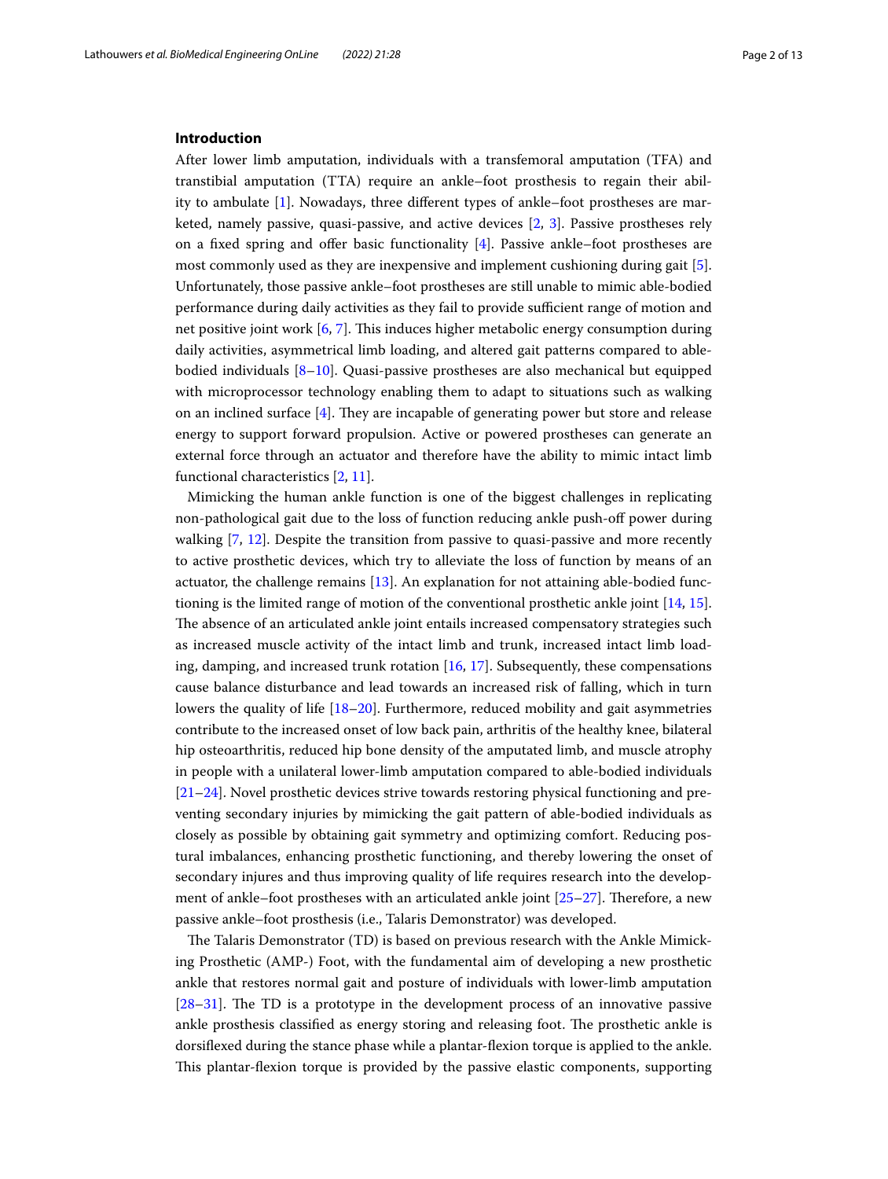## Introduction

After lower limb amputation, individuals with a transfemoral amputation (TFA) and transtibial amputation (TTA) require an ankle–foot prosthesis to regain their ability to ambulate [1]. Nowadays, three different types of ankle–foot prostheses are marketed, namely passive, quasi-passive, and active devices [2, 3]. Passive prostheses rely on a fixed spring and offer basic functionality [4]. Passive ankle–foot prostheses are most commonly used as they are inexpensive and implement cushioning during gait [5]. Unfortunately, those passive ankle–foot prostheses are still unable to mimic able-bodied performance during daily activities as they fail to provide sufficient range of motion and net positive joint work [6, 7]. This induces higher metabolic energy consumption during daily activities, asymmetrical limb loading, and altered gait patterns compared to able-bodied individuals [8–10]. Quasi-passive prostheses are also mechanical but equipped with microprocessor technology enabling them to adapt to situations such as walking on an inclined surface [4]. They are incapable of generating power but store and release energy to support forward propulsion. Active or powered prostheses can generate an external force through an actuator and therefore have the ability to mimic intact limb functional characteristics [2, 11].

Mimicking the human ankle function is one of the biggest challenges in replicating non-pathological gait due to the loss of function reducing ankle push-off power during walking [7, 12]. Despite the transition from passive to quasi-passive and more recently to active prosthetic devices, which try to alleviate the loss of function by means of an actuator, the challenge remains [13]. An explanation for not attaining able-bodied functioning is the limited range of motion of the conventional prosthetic ankle joint [14, 15]. The absence of an articulated ankle joint entails increased compensatory strategies such as increased muscle activity of the intact limb and trunk, increased intact limb loading, damping, and increased trunk rotation [16, 17]. Subsequently, these compensations cause balance disturbance and lead towards an increased risk of falling, which in turn lowers the quality of life [18–20]. Furthermore, reduced mobility and gait asymmetries contribute to the increased onset of low back pain, arthritis of the healthy knee, bilateral hip osteoarthritis, reduced hip bone density of the amputated limb, and muscle atrophy in people with a unilateral lower-limb amputation compared to able-bodied individuals [21–24]. Novel prosthetic devices strive towards restoring physical functioning and preventing secondary injuries by mimicking the gait pattern of able-bodied individuals as closely as possible by obtaining gait symmetry and optimizing comfort. Reducing postural imbalances, enhancing prosthetic functioning, and thereby lowering the onset of secondary injures and thus improving quality of life requires research into the development of ankle–foot prostheses with an articulated ankle joint [25–27]. Therefore, a new passive ankle–foot prosthesis (i.e., Talaris Demonstrator) was developed.

The Talaris Demonstrator (TD) is based on previous research with the Ankle Mimicking Prosthetic (AMP-) Foot, with the fundamental aim of developing a new prosthetic ankle that restores normal gait and posture of individuals with lower-limb amputation [28–31]. The TD is a prototype in the development process of an innovative passive ankle prosthesis classified as energy storing and releasing foot. The prosthetic ankle is dorsiflexed during the stance phase while a plantar-flexion torque is applied to the ankle. This plantar-flexion torque is provided by the passive elastic components, supporting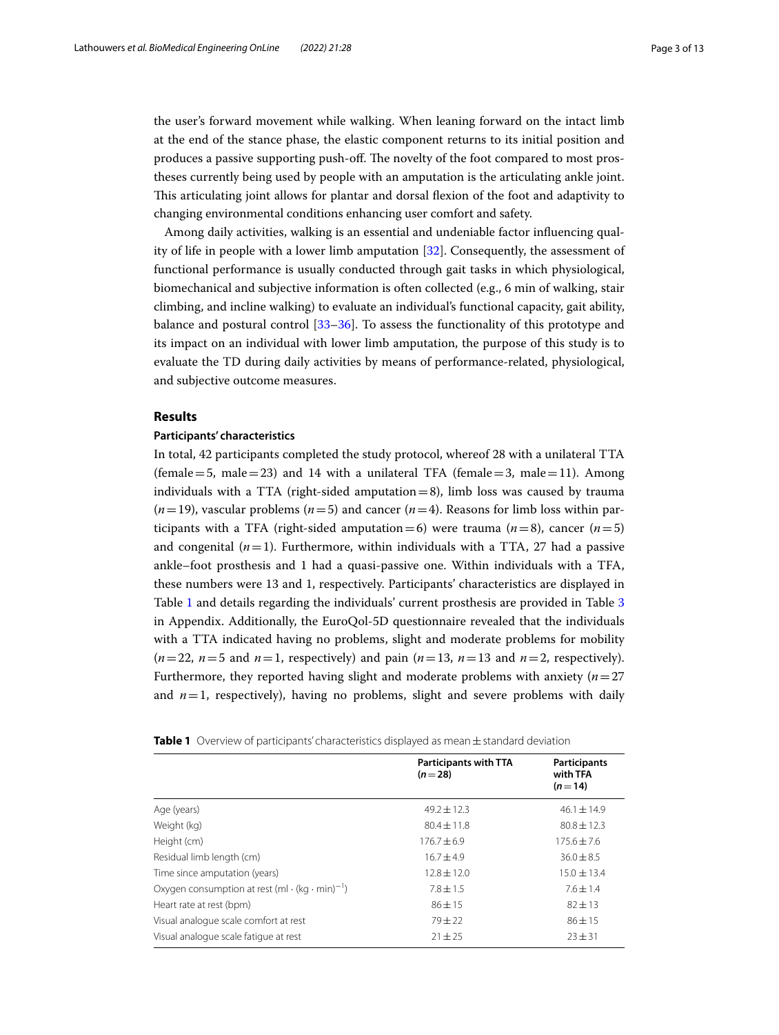the user's forward movement while walking. When leaning forward on the intact limb at the end of the stance phase, the elastic component returns to its initial position and produces a passive supporting push-off. The novelty of the foot compared to most prostheses currently being used by people with an amputation is the articulating ankle joint. This articulating joint allows for plantar and dorsal flexion of the foot and adaptivity to changing environmental conditions enhancing user comfort and safety.

Among daily activities, walking is an essential and undeniable factor influencing quality of life in people with a lower limb amputation [32]. Consequently, the assessment of functional performance is usually conducted through gait tasks in which physiological, biomechanical and subjective information is often collected (e.g., 6 min of walking, stair climbing, and incline walking) to evaluate an individual's functional capacity, gait ability, balance and postural control [33–36]. To assess the functionality of this prototype and its impact on an individual with lower limb amputation, the purpose of this study is to evaluate the TD during daily activities by means of performance-related, physiological, and subjective outcome measures.

## Results

### Participants' characteristics

In total, 42 participants completed the study protocol, whereof 28 with a unilateral TTA (female = 5, male = 23) and 14 with a unilateral TFA (female = 3, male = 11). Among individuals with a TTA (right-sided amputation = 8), limb loss was caused by trauma ($n$ = 19), vascular problems ($n$ = 5) and cancer ($n$ = 4). Reasons for limb loss within participants with a TFA (right-sided amputation = 6) were trauma ($n$ = 8), cancer ($n$ = 5) and congenital ($n$ = 1). Furthermore, within individuals with a TTA, 27 had a passive ankle–foot prosthesis and 1 had a quasi-passive one. Within individuals with a TFA, these numbers were 13 and 1, respectively. Participants' characteristics are displayed in Table 1 and details regarding the individuals' current prosthesis are provided in Table 3 in Appendix. Additionally, the EuroQol-5D questionnaire revealed that the individuals with a TTA indicated having no problems, slight and moderate problems for mobility ($n$ = 22, $n$ = 5 and $n$ = 1, respectively) and pain ($n$ = 13, $n$ = 13 and $n$ = 2, respectively). Furthermore, they reported having slight and moderate problems with anxiety ($n$ = 27 and $n$ = 1, respectively), having no problems, slight and severe problems with daily

**Table 1** Overview of participants' characteristics displayed as mean ± standard deviation

| | Participants with TTA ($n$ = 28) | Participants with TFA ($n$ = 14) |
|---|---|---|
| Age (years) | 49.2 ± 12.3 | 46.1 ± 14.9 |
| Weight (kg) | 80.4 ± 11.8 | 80.8 ± 12.3 |
| Height (cm) | 176.7 ± 6.9 | 175.6 ± 7.6 |
| Residual limb length (cm) | 16.7 ± 4.9 | 36.0 ± 8.5 |
| Time since amputation (years) | 12.8 ± 12.0 | 15.0 ± 13.4 |
| Oxygen consumption at rest (ml · (kg · min)$^{-1}$) | 7.8 ± 1.5 | 7.6 ± 1.4 |
| Heart rate at rest (bpm) | 86 ± 15 | 82 ± 13 |
| Visual analogue scale comfort at rest | 79 ± 22 | 86 ± 15 |
| Visual analogue scale fatigue at rest | 21 ± 25 | 23 ± 31 |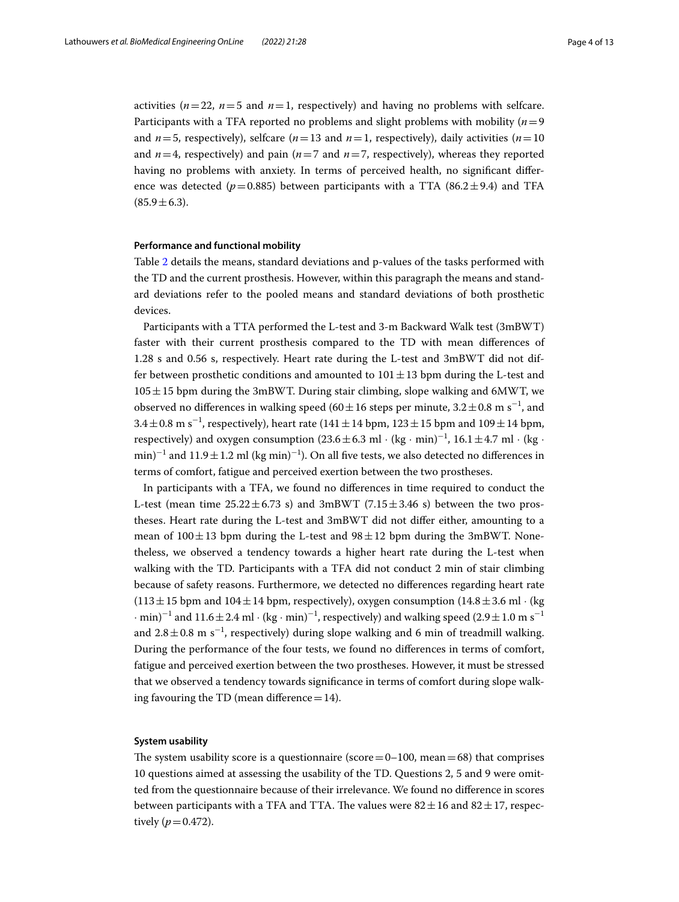activities ($n = 22$, $n = 5$ and $n = 1$, respectively) and having no problems with selfcare. Participants with a TFA reported no problems and slight problems with mobility ($n = 9$ and $n = 5$, respectively), selfcare ($n = 13$ and $n = 1$, respectively), daily activities ($n = 10$ and $n = 4$, respectively) and pain ($n = 7$ and $n = 7$, respectively), whereas they reported having no problems with anxiety. In terms of perceived health, no significant difference was detected ($p = 0.885$) between participants with a TTA ($86.2 \pm 9.4$) and TFA ($85.9 \pm 6.3$).

#### Performance and functional mobility

Table 2 details the means, standard deviations and p-values of the tasks performed with the TD and the current prosthesis. However, within this paragraph the means and standard deviations refer to the pooled means and standard deviations of both prosthetic devices.

Participants with a TTA performed the L-test and 3-m Backward Walk test (3mBWT) faster with their current prosthesis compared to the TD with mean differences of 1.28 s and 0.56 s, respectively. Heart rate during the L-test and 3mBWT did not differ between prosthetic conditions and amounted to $101 \pm 13$ bpm during the L-test and $105 \pm 15$ bpm during the 3mBWT. During stair climbing, slope walking and 6MWT, we observed no differences in walking speed ($60 \pm 16$ steps per minute, $3.2 \pm 0.8$ m $s^{-1}$, and $3.4 \pm 0.8$ m $s^{-1}$, respectively), heart rate ($141 \pm 14$ bpm, $123 \pm 15$ bpm and $109 \pm 14$ bpm, respectively) and oxygen consumption ($23.6 \pm 6.3$ ml $\cdot$ (kg $\cdot$ min)$^{-1}$, $16.1 \pm 4.7$ ml $\cdot$ (kg $\cdot$ min)$^{-1}$ and $11.9 \pm 1.2$ ml (kg min)$^{-1}$). On all five tests, we also detected no differences in terms of comfort, fatigue and perceived exertion between the two prostheses.

In participants with a TFA, we found no differences in time required to conduct the L-test (mean time $25.22 \pm 6.73$ s) and 3mBWT ($7.15 \pm 3.46$ s) between the two prostheses. Heart rate during the L-test and 3mBWT did not differ either, amounting to a mean of $100 \pm 13$ bpm during the L-test and $98 \pm 12$ bpm during the 3mBWT. Nonetheless, we observed a tendency towards a higher heart rate during the L-test when walking with the TD. Participants with a TFA did not conduct 2 min of stair climbing because of safety reasons. Furthermore, we detected no differences regarding heart rate ($113 \pm 15$ bpm and $104 \pm 14$ bpm, respectively), oxygen consumption ($14.8 \pm 3.6$ ml $\cdot$ (kg $\cdot$ min)$^{-1}$ and $11.6 \pm 2.4$ ml $\cdot$ (kg $\cdot$ min)$^{-1}$, respectively) and walking speed ($2.9 \pm 1.0$ m $s^{-1}$ and $2.8 \pm 0.8$ m $s^{-1}$, respectively) during slope walking and 6 min of treadmill walking. During the performance of the four tests, we found no differences in terms of comfort, fatigue and perceived exertion between the two prostheses. However, it must be stressed that we observed a tendency towards significance in terms of comfort during slope walking favouring the TD (mean difference = 14).

#### System usability

The system usability score is a questionnaire (score = 0–100, mean = 68) that comprises 10 questions aimed at assessing the usability of the TD. Questions 2, 5 and 9 were omitted from the questionnaire because of their irrelevance. We found no difference in scores between participants with a TFA and TTA. The values were $82 \pm 16$ and $82 \pm 17$, respectively ($p = 0.472$).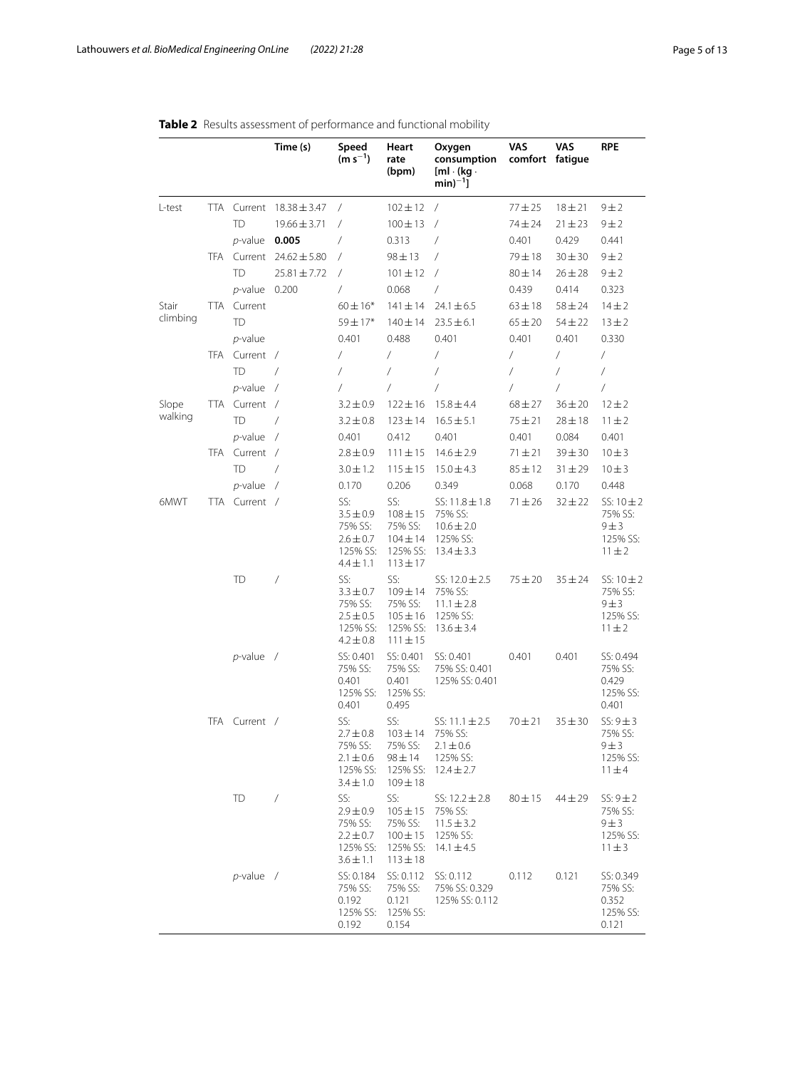**Table 2** Results assessment of performance and functional mobility

| | | | Time (s) | Speed ($m\,s^{-1}$) | Heart rate (bpm) | Oxygen consumption [$ml \cdot (kg \cdot min)^{-1}$] | VAS comfort | VAS fatigue | RPE |
|---|---|---|---|---|---|---|---|---|---|
| L-test | TTA | Current | 18.38 ± 3.47 | / | 102 ± 12 | / | 77 ± 25 | 18 ± 21 | 9 ± 2 |
| | | TD | 19.66 ± 3.71 | / | 100 ± 13 | / | 74 ± 24 | 21 ± 23 | 9 ± 2 |
| | | *p*-value | **0.005** | / | 0.313 | / | 0.401 | 0.429 | 0.441 |
| | TFA | Current | 24.62 ± 5.80 | / | 98 ± 13 | / | 79 ± 18 | 30 ± 30 | 9 ± 2 |
| | | TD | 25.81 ± 7.72 | / | 101 ± 12 | / | 80 ± 14 | 26 ± 28 | 9 ± 2 |
| | | *p*-value | 0.200 | / | 0.068 | / | 0.439 | 0.414 | 0.323 |
| Stair climbing | TTA | Current | | 60 ± 16* | 141 ± 14 | 24.1 ± 6.5 | 63 ± 18 | 58 ± 24 | 14 ± 2 |
| | | TD | | 59 ± 17* | 140 ± 14 | 23.5 ± 6.1 | 65 ± 20 | 54 ± 22 | 13 ± 2 |
| | | *p*-value | | 0.401 | 0.488 | 0.401 | 0.401 | 0.401 | 0.330 |
| | TFA | Current | / | / | / | / | / | / | / |
| | | TD | / | / | / | / | / | / | / |
| | | *p*-value | / | / | / | / | / | / | / |
| Slope walking | TTA | Current | / | 3.2 ± 0.9 | 122 ± 16 | 15.8 ± 4.4 | 68 ± 27 | 36 ± 20 | 12 ± 2 |
| | | TD | / | 3.2 ± 0.8 | 123 ± 14 | 16.5 ± 5.1 | 75 ± 21 | 28 ± 18 | 11 ± 2 |
| | | *p*-value | / | 0.401 | 0.412 | 0.401 | 0.401 | 0.084 | 0.401 |
| | TFA | Current | / | 2.8 ± 0.9 | 111 ± 15 | 14.6 ± 2.9 | 71 ± 21 | 39 ± 30 | 10 ± 3 |
| | | TD | / | 3.0 ± 1.2 | 115 ± 15 | 15.0 ± 4.3 | 85 ± 12 | 31 ± 29 | 10 ± 3 |
| | | *p*-value | / | 0.170 | 0.206 | 0.349 | 0.068 | 0.170 | 0.448 |
| 6MWT | TTA | Current | / | SS: 3.5 ± 0.9<br>75% SS: 2.6 ± 0.7<br>125% SS: 4.4 ± 1.1 | SS: 108 ± 15<br>75% SS: 104 ± 14<br>125% SS: 113 ± 17 | SS: 11.8 ± 1.8<br>75% SS: 10.6 ± 2.0<br>125% SS: 13.4 ± 3.3 | 71 ± 26 | 32 ± 22 | SS: 10 ± 2<br>75% SS: 9 ± 3<br>125% SS: 11 ± 2 |
| | | TD | / | SS: 3.3 ± 0.7<br>75% SS: 2.5 ± 0.5<br>125% SS: 4.2 ± 0.8 | SS: 109 ± 14<br>75% SS: 105 ± 16<br>125% SS: 111 ± 15 | SS: 12.0 ± 2.5<br>75% SS: 11.1 ± 2.8<br>125% SS: 13.6 ± 3.4 | 75 ± 20 | 35 ± 24 | SS: 10 ± 2<br>75% SS: 9 ± 3<br>125% SS: 11 ± 2 |
| | | *p*-value | / | SS: 0.401<br>75% SS: 0.401<br>125% SS: 0.401 | SS: 0.401<br>75% SS: 0.401<br>125% SS: 0.495 | SS: 0.401<br>75% SS: 0.401<br>125% SS: 0.401 | 0.401 | 0.401 | SS: 0.494<br>75% SS: 0.429<br>125% SS: 0.401 |
| | TFA | Current | / | SS: 2.7 ± 0.8<br>75% SS: 2.1 ± 0.6<br>125% SS: 3.4 ± 1.0 | SS: 103 ± 14<br>75% SS: 98 ± 14<br>125% SS: 109 ± 18 | SS: 11.1 ± 2.5<br>75% SS: 2.1 ± 0.6<br>125% SS: 12.4 ± 2.7 | 70 ± 21 | 35 ± 30 | SS: 9 ± 3<br>75% SS: 9 ± 3<br>125% SS: 11 ± 4 |
| | | TD | / | SS: 2.9 ± 0.9<br>75% SS: 2.2 ± 0.7<br>125% SS: 3.6 ± 1.1 | SS: 105 ± 15<br>75% SS: 100 ± 15<br>125% SS: 113 ± 18 | SS: 12.2 ± 2.8<br>75% SS: 11.5 ± 3.2<br>125% SS: 14.1 ± 4.5 | 80 ± 15 | 44 ± 29 | SS: 9 ± 2<br>75% SS: 9 ± 3<br>125% SS: 11 ± 3 |
| | | *p*-value | / | SS: 0.184<br>75% SS: 0.192<br>125% SS: 0.192 | SS: 0.112<br>75% SS: 0.121<br>125% SS: 0.154 | SS: 0.112<br>75% SS: 0.329<br>125% SS: 0.112 | 0.112 | 0.121 | SS: 0.349<br>75% SS: 0.352<br>125% SS: 0.121 |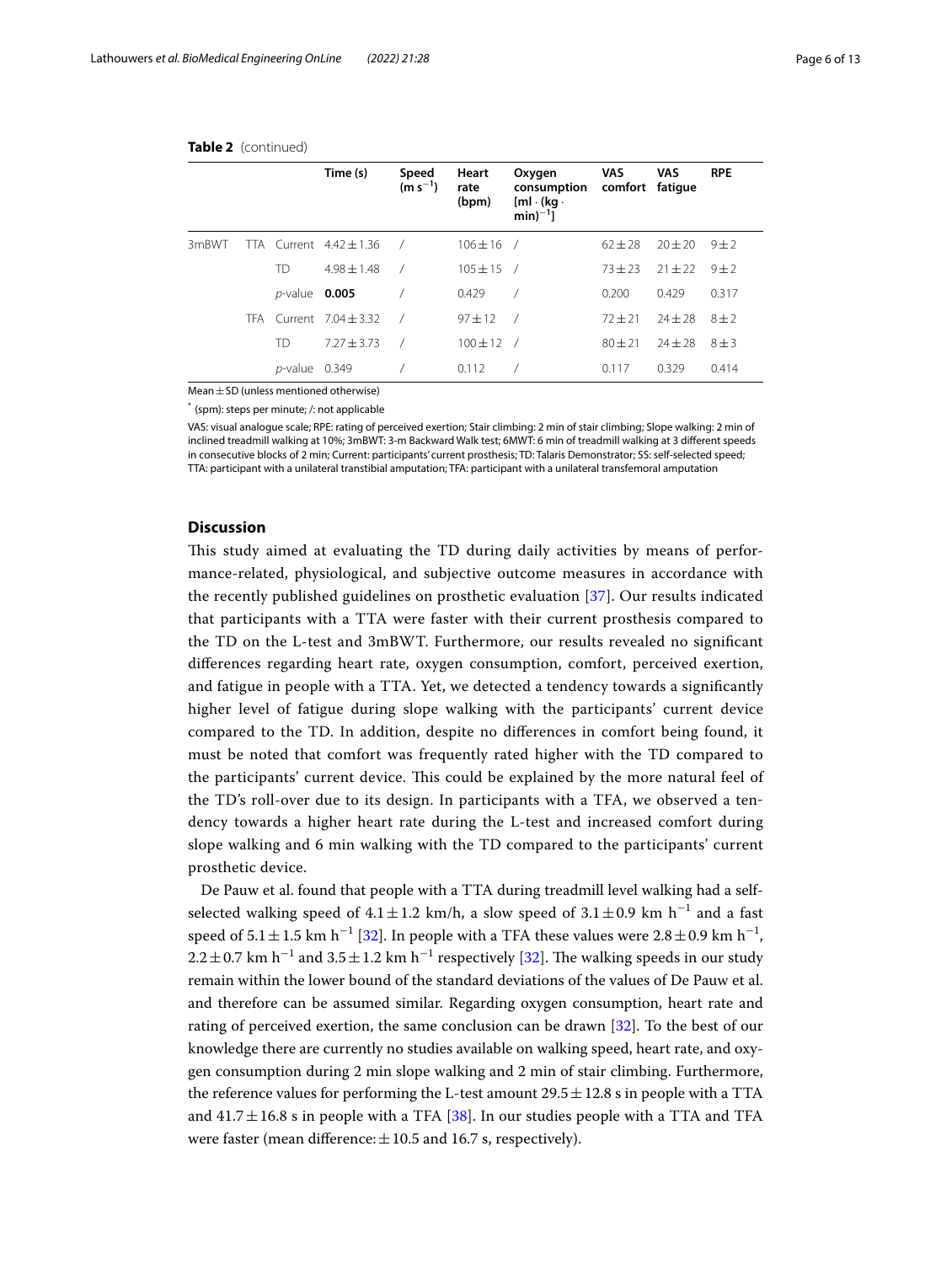**Table 2** (continued)

| | | | Time (s) | Speed (m s$^{-1}$) | Heart rate (bpm) | Oxygen consumption [ml · (kg · min)$^{-1}$] | VAS comfort | VAS fatigue | RPE |
|---|---|---|---|---|---|---|---|---|---|
| 3mBWT | TTA | Current | 4.42 ± 1.36 | / | 106 ± 16 | / | 62 ± 28 | 20 ± 20 | 9 ± 2 |
| | | TD | 4.98 ± 1.48 | / | 105 ± 15 | / | 73 ± 23 | 21 ± 22 | 9 ± 2 |
| | | *p*-value | **0.005** | / | 0.429 | / | 0.200 | 0.429 | 0.317 |
| | TFA | Current | 7.04 ± 3.32 | / | 97 ± 12 | / | 72 ± 21 | 24 ± 28 | 8 ± 2 |
| | | TD | 7.27 ± 3.73 | / | 100 ± 12 | / | 80 ± 21 | 24 ± 28 | 8 ± 3 |
| | | *p*-value | 0.349 | / | 0.112 | / | 0.117 | 0.329 | 0.414 |

Mean ± SD (unless mentioned otherwise)

* (spm): steps per minute; /: not applicable

VAS: visual analogue scale; RPE: rating of perceived exertion; Stair climbing: 2 min of stair climbing; Slope walking: 2 min of inclined treadmill walking at 10%; 3mBWT: 3-m Backward Walk test; 6MWT: 6 min of treadmill walking at 3 different speeds in consecutive blocks of 2 min; Current: participants' current prosthesis; TD: Talaris Demonstrator; SS: self-selected speed; TTA: participant with a unilateral transtibial amputation; TFA: participant with a unilateral transfemoral amputation

## Discussion

This study aimed at evaluating the TD during daily activities by means of performance-related, physiological, and subjective outcome measures in accordance with the recently published guidelines on prosthetic evaluation [37]. Our results indicated that participants with a TTA were faster with their current prosthesis compared to the TD on the L-test and 3mBWT. Furthermore, our results revealed no significant differences regarding heart rate, oxygen consumption, comfort, perceived exertion, and fatigue in people with a TTA. Yet, we detected a tendency towards a significantly higher level of fatigue during slope walking with the participants' current device compared to the TD. In addition, despite no differences in comfort being found, it must be noted that comfort was frequently rated higher with the TD compared to the participants' current device. This could be explained by the more natural feel of the TD's roll-over due to its design. In participants with a TFA, we observed a tendency towards a higher heart rate during the L-test and increased comfort during slope walking and 6 min walking with the TD compared to the participants' current prosthetic device.

De Pauw et al. found that people with a TTA during treadmill level walking had a self-selected walking speed of 4.1 ± 1.2 km/h, a slow speed of 3.1 ± 0.9 km h$^{-1}$ and a fast speed of 5.1 ± 1.5 km h$^{-1}$ [32]. In people with a TFA these values were 2.8 ± 0.9 km h$^{-1}$, 2.2 ± 0.7 km h$^{-1}$ and 3.5 ± 1.2 km h$^{-1}$ respectively [32]. The walking speeds in our study remain within the lower bound of the standard deviations of the values of De Pauw et al. and therefore can be assumed similar. Regarding oxygen consumption, heart rate and rating of perceived exertion, the same conclusion can be drawn [32]. To the best of our knowledge there are currently no studies available on walking speed, heart rate, and oxygen consumption during 2 min slope walking and 2 min of stair climbing. Furthermore, the reference values for performing the L-test amount 29.5 ± 12.8 s in people with a TTA and 41.7 ± 16.8 s in people with a TFA [38]. In our studies people with a TTA and TFA were faster (mean difference: ± 10.5 and 16.7 s, respectively).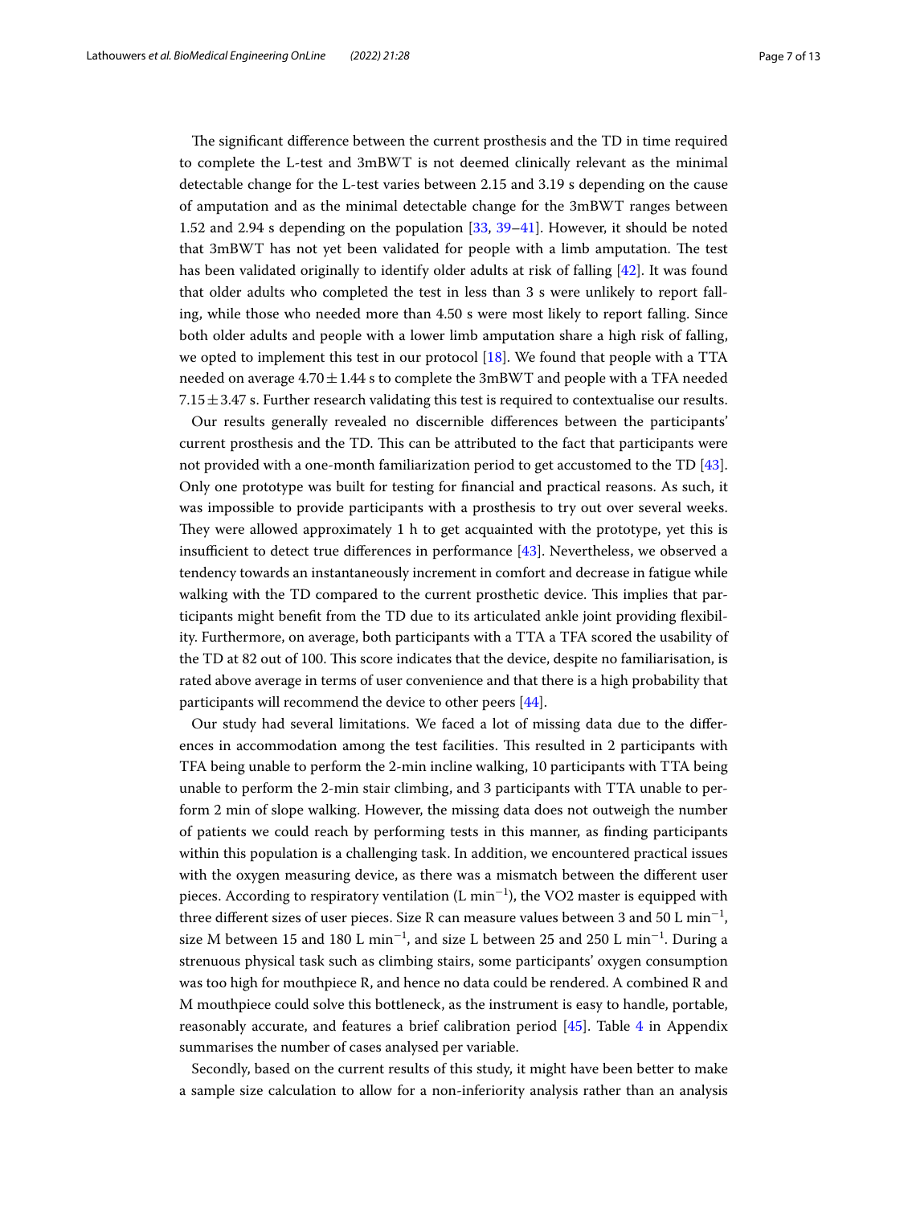The significant difference between the current prosthesis and the TD in time required to complete the L-test and 3mBWT is not deemed clinically relevant as the minimal detectable change for the L-test varies between 2.15 and 3.19 s depending on the cause of amputation and as the minimal detectable change for the 3mBWT ranges between 1.52 and 2.94 s depending on the population [33, 39–41]. However, it should be noted that 3mBWT has not yet been validated for people with a limb amputation. The test has been validated originally to identify older adults at risk of falling [42]. It was found that older adults who completed the test in less than 3 s were unlikely to report falling, while those who needed more than 4.50 s were most likely to report falling. Since both older adults and people with a lower limb amputation share a high risk of falling, we opted to implement this test in our protocol [18]. We found that people with a TTA needed on average $4.70 \pm 1.44$ s to complete the 3mBWT and people with a TFA needed $7.15 \pm 3.47$ s. Further research validating this test is required to contextualise our results.

Our results generally revealed no discernible differences between the participants' current prosthesis and the TD. This can be attributed to the fact that participants were not provided with a one-month familiarization period to get accustomed to the TD [43]. Only one prototype was built for testing for financial and practical reasons. As such, it was impossible to provide participants with a prosthesis to try out over several weeks. They were allowed approximately 1 h to get acquainted with the prototype, yet this is insufficient to detect true differences in performance [43]. Nevertheless, we observed a tendency towards an instantaneously increment in comfort and decrease in fatigue while walking with the TD compared to the current prosthetic device. This implies that participants might benefit from the TD due to its articulated ankle joint providing flexibility. Furthermore, on average, both participants with a TTA a TFA scored the usability of the TD at 82 out of 100. This score indicates that the device, despite no familiarisation, is rated above average in terms of user convenience and that there is a high probability that participants will recommend the device to other peers [44].

Our study had several limitations. We faced a lot of missing data due to the differences in accommodation among the test facilities. This resulted in 2 participants with TFA being unable to perform the 2-min incline walking, 10 participants with TTA being unable to perform the 2-min stair climbing, and 3 participants with TTA unable to perform 2 min of slope walking. However, the missing data does not outweigh the number of patients we could reach by performing tests in this manner, as finding participants within this population is a challenging task. In addition, we encountered practical issues with the oxygen measuring device, as there was a mismatch between the different user pieces. According to respiratory ventilation (L $\text{min}^{-1}$), the VO2 master is equipped with three different sizes of user pieces. Size R can measure values between 3 and 50 L $\text{min}^{-1}$, size M between 15 and 180 L $\text{min}^{-1}$, and size L between 25 and 250 L $\text{min}^{-1}$. During a strenuous physical task such as climbing stairs, some participants' oxygen consumption was too high for mouthpiece R, and hence no data could be rendered. A combined R and M mouthpiece could solve this bottleneck, as the instrument is easy to handle, portable, reasonably accurate, and features a brief calibration period [45]. Table 4 in Appendix summarises the number of cases analysed per variable.

Secondly, based on the current results of this study, it might have been better to make a sample size calculation to allow for a non-inferiority analysis rather than an analysis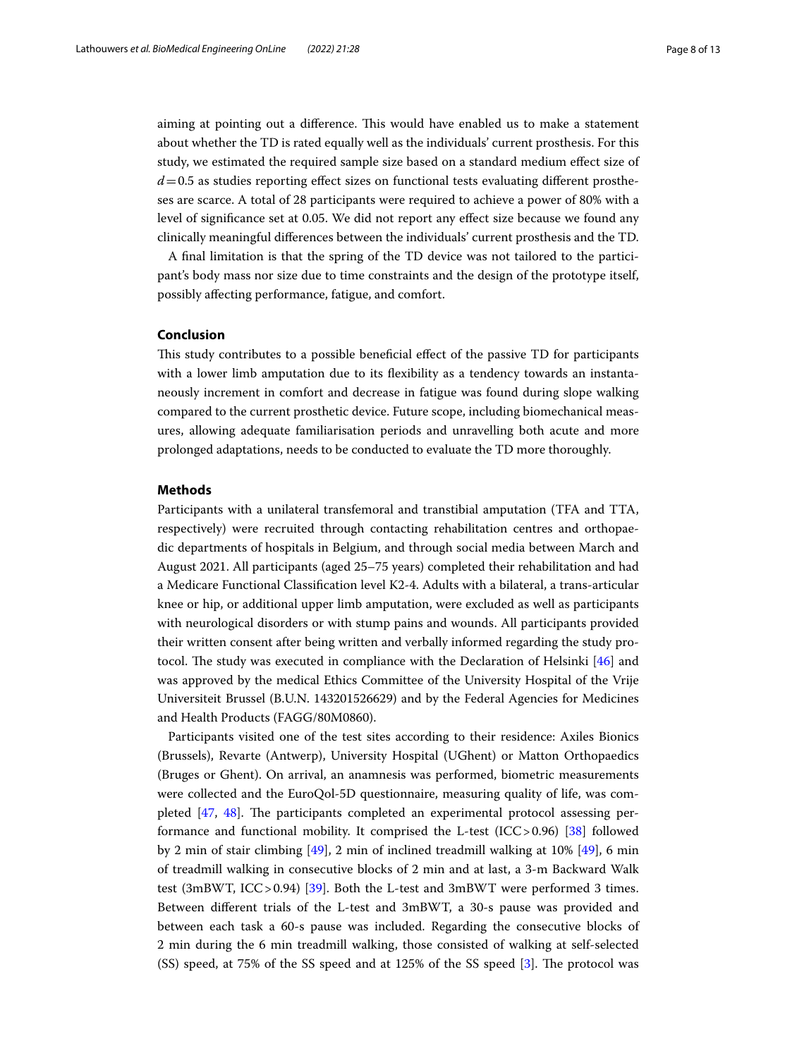aiming at pointing out a difference. This would have enabled us to make a statement about whether the TD is rated equally well as the individuals' current prosthesis. For this study, we estimated the required sample size based on a standard medium effect size of $d=0.5$ as studies reporting effect sizes on functional tests evaluating different prostheses are scarce. A total of 28 participants were required to achieve a power of 80% with a level of significance set at 0.05. We did not report any effect size because we found any clinically meaningful differences between the individuals' current prosthesis and the TD.

A final limitation is that the spring of the TD device was not tailored to the participant's body mass nor size due to time constraints and the design of the prototype itself, possibly affecting performance, fatigue, and comfort.

## Conclusion

This study contributes to a possible beneficial effect of the passive TD for participants with a lower limb amputation due to its flexibility as a tendency towards an instantaneously increment in comfort and decrease in fatigue was found during slope walking compared to the current prosthetic device. Future scope, including biomechanical measures, allowing adequate familiarisation periods and unravelling both acute and more prolonged adaptations, needs to be conducted to evaluate the TD more thoroughly.

## Methods

Participants with a unilateral transfemoral and transtibial amputation (TFA and TTA, respectively) were recruited through contacting rehabilitation centres and orthopaedic departments of hospitals in Belgium, and through social media between March and August 2021. All participants (aged 25–75 years) completed their rehabilitation and had a Medicare Functional Classification level K2-4. Adults with a bilateral, a trans-articular knee or hip, or additional upper limb amputation, were excluded as well as participants with neurological disorders or with stump pains and wounds. All participants provided their written consent after being written and verbally informed regarding the study protocol. The study was executed in compliance with the Declaration of Helsinki [46] and was approved by the medical Ethics Committee of the University Hospital of the Vrije Universiteit Brussel (B.U.N. 143201526629) and by the Federal Agencies for Medicines and Health Products (FAGG/80M0860).

Participants visited one of the test sites according to their residence: Axiles Bionics (Brussels), Revarte (Antwerp), University Hospital (UGhent) or Matton Orthopaedics (Bruges or Ghent). On arrival, an anamnesis was performed, biometric measurements were collected and the EuroQol-5D questionnaire, measuring quality of life, was completed [47, 48]. The participants completed an experimental protocol assessing performance and functional mobility. It comprised the L-test (ICC > 0.96) [38] followed by 2 min of stair climbing [49], 2 min of inclined treadmill walking at 10% [49], 6 min of treadmill walking in consecutive blocks of 2 min and at last, a 3-m Backward Walk test (3mBWT, ICC > 0.94) [39]. Both the L-test and 3mBWT were performed 3 times. Between different trials of the L-test and 3mBWT, a 30-s pause was provided and between each task a 60-s pause was included. Regarding the consecutive blocks of 2 min during the 6 min treadmill walking, those consisted of walking at self-selected (SS) speed, at 75% of the SS speed and at 125% of the SS speed [3]. The protocol was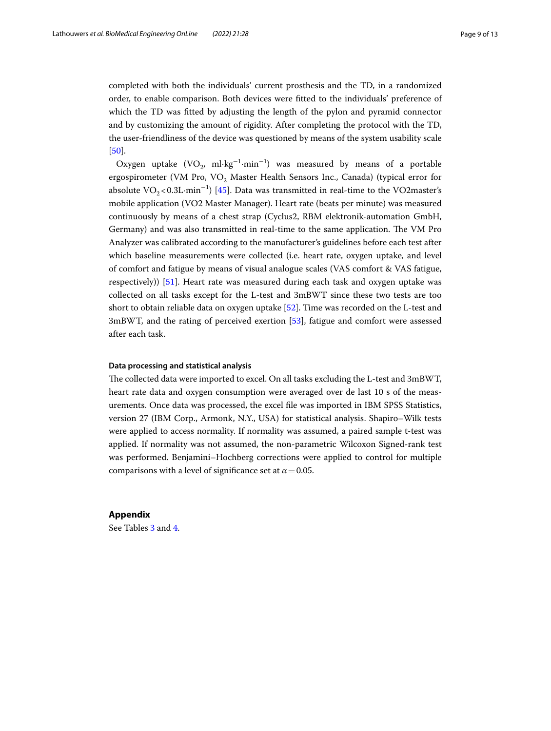completed with both the individuals' current prosthesis and the TD, in a randomized order, to enable comparison. Both devices were fitted to the individuals' preference of which the TD was fitted by adjusting the length of the pylon and pyramid connector and by customizing the amount of rigidity. After completing the protocol with the TD, the user-friendliness of the device was questioned by means of the system usability scale [50].

Oxygen uptake ($VO_2$, ml·kg$^{-1}$·min$^{-1}$) was measured by means of a portable ergospirometer (VM Pro, $VO_2$ Master Health Sensors Inc., Canada) (typical error for absolute $VO_2 < 0.3$L·min$^{-1}$) [45]. Data was transmitted in real-time to the VO2master's mobile application (VO2 Master Manager). Heart rate (beats per minute) was measured continuously by means of a chest strap (Cyclus2, RBM elektronik-automation GmbH, Germany) and was also transmitted in real-time to the same application. The VM Pro Analyzer was calibrated according to the manufacturer's guidelines before each test after which baseline measurements were collected (i.e. heart rate, oxygen uptake, and level of comfort and fatigue by means of visual analogue scales (VAS comfort & VAS fatigue, respectively)) [51]. Heart rate was measured during each task and oxygen uptake was collected on all tasks except for the L-test and 3mBWT since these two tests are too short to obtain reliable data on oxygen uptake [52]. Time was recorded on the L-test and 3mBWT, and the rating of perceived exertion [53], fatigue and comfort were assessed after each task.

#### Data processing and statistical analysis

The collected data were imported to excel. On all tasks excluding the L-test and 3mBWT, heart rate data and oxygen consumption were averaged over de last 10 s of the measurements. Once data was processed, the excel file was imported in IBM SPSS Statistics, version 27 (IBM Corp., Armonk, N.Y., USA) for statistical analysis. Shapiro–Wilk tests were applied to access normality. If normality was assumed, a paired sample t-test was applied. If normality was not assumed, the non-parametric Wilcoxon Signed-rank test was performed. Benjamini–Hochberg corrections were applied to control for multiple comparisons with a level of significance set at $\alpha = 0.05$.

## Appendix

See Tables 3 and 4.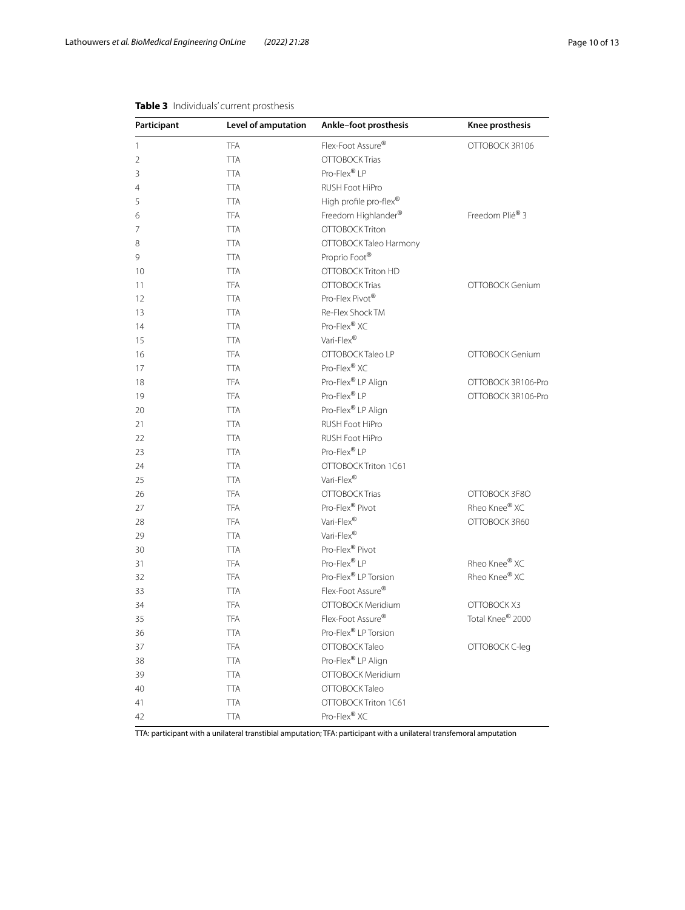**Table 3** Individuals' current prosthesis

| Participant | Level of amputation | Ankle–foot prosthesis | Knee prosthesis |
|---|---|---|---|
| 1 | TFA | Flex-Foot Assure® | OTTOBOCK 3R106 |
| 2 | TTA | OTTOBOCK Trias | |
| 3 | TTA | Pro-Flex® LP | |
| 4 | TTA | RUSH Foot HiPro | |
| 5 | TTA | High profile pro-flex® | |
| 6 | TFA | Freedom Highlander® | Freedom Plié® 3 |
| 7 | TTA | OTTOBOCK Triton | |
| 8 | TTA | OTTOBOCK Taleo Harmony | |
| 9 | TTA | Proprio Foot® | |
| 10 | TTA | OTTOBOCK Triton HD | |
| 11 | TFA | OTTOBOCK Trias | OTTOBOCK Genium |
| 12 | TTA | Pro-Flex Pivot® | |
| 13 | TTA | Re-Flex Shock TM | |
| 14 | TTA | Pro-Flex® XC | |
| 15 | TTA | Vari-Flex® | |
| 16 | TFA | OTTOBOCK Taleo LP | OTTOBOCK Genium |
| 17 | TTA | Pro-Flex® XC | |
| 18 | TFA | Pro-Flex® LP Align | OTTOBOCK 3R106-Pro |
| 19 | TFA | Pro-Flex® LP | OTTOBOCK 3R106-Pro |
| 20 | TTA | Pro-Flex® LP Align | |
| 21 | TTA | RUSH Foot HiPro | |
| 22 | TTA | RUSH Foot HiPro | |
| 23 | TTA | Pro-Flex® LP | |
| 24 | TTA | OTTOBOCK Triton 1C61 | |
| 25 | TTA | Vari-Flex® | |
| 26 | TFA | OTTOBOCK Trias | OTTOBOCK 3F8O |
| 27 | TFA | Pro-Flex® Pivot | Rheo Knee® XC |
| 28 | TFA | Vari-Flex® | OTTOBOCK 3R60 |
| 29 | TTA | Vari-Flex® | |
| 30 | TTA | Pro-Flex® Pivot | |
| 31 | TFA | Pro-Flex® LP | Rheo Knee® XC |
| 32 | TFA | Pro-Flex® LP Torsion | Rheo Knee® XC |
| 33 | TTA | Flex-Foot Assure® | |
| 34 | TFA | OTTOBOCK Meridium | OTTOBOCK X3 |
| 35 | TFA | Flex-Foot Assure® | Total Knee® 2000 |
| 36 | TTA | Pro-Flex® LP Torsion | |
| 37 | TFA | OTTOBOCK Taleo | OTTOBOCK C-leg |
| 38 | TTA | Pro-Flex® LP Align | |
| 39 | TTA | OTTOBOCK Meridium | |
| 40 | TTA | OTTOBOCK Taleo | |
| 41 | TTA | OTTOBOCK Triton 1C61 | |
| 42 | TTA | Pro-Flex® XC | |

TTA: participant with a unilateral transtibial amputation; TFA: participant with a unilateral transfemoral amputation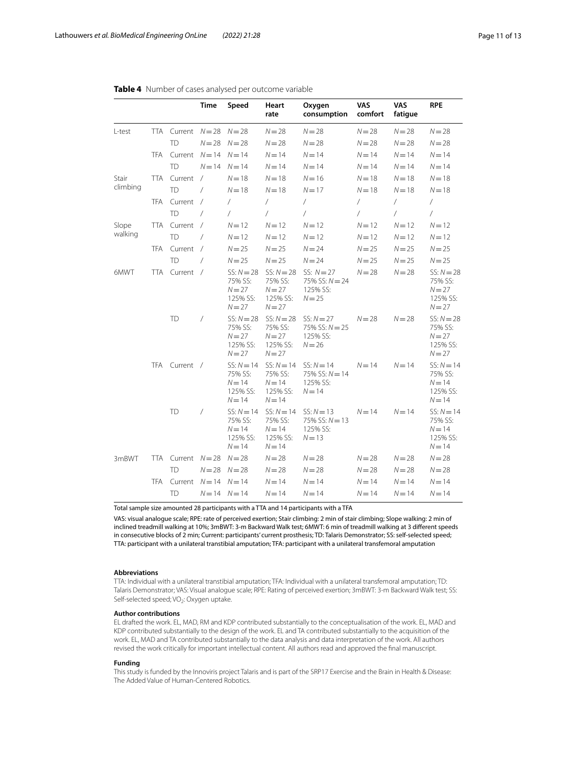**Table 4** Number of cases analysed per outcome variable

| | | | Time | Speed | Heart rate | Oxygen consumption | VAS comfort | VAS fatigue | RPE |
|---|---|---|---|---|---|---|---|---|---|
| L-test | TTA | Current | $N=28$ | $N=28$ | $N=28$ | $N=28$ | $N=28$ | $N=28$ | $N=28$ |
| | | TD | $N=28$ | $N=28$ | $N=28$ | $N=28$ | $N=28$ | $N=28$ | $N=28$ |
| | TFA | Current | $N=14$ | $N=14$ | $N=14$ | $N=14$ | $N=14$ | $N=14$ | $N=14$ |
| | | TD | $N=14$ | $N=14$ | $N=14$ | $N=14$ | $N=14$ | $N=14$ | $N=14$ |
| Stair climbing | TTA | Current | / | $N=18$ | $N=18$ | $N=16$ | $N=18$ | $N=18$ | $N=18$ |
| | | TD | / | $N=18$ | $N=18$ | $N=17$ | $N=18$ | $N=18$ | $N=18$ |
| | TFA | Current | / | / | / | / | / | / | / |
| | | TD | / | / | / | / | / | / | / |
| Slope walking | TTA | Current | / | $N=12$ | $N=12$ | $N=12$ | $N=12$ | $N=12$ | $N=12$ |
| | | TD | / | $N=12$ | $N=12$ | $N=12$ | $N=12$ | $N=12$ | $N=12$ |
| | TFA | Current | / | $N=25$ | $N=25$ | $N=24$ | $N=25$ | $N=25$ | $N=25$ |
| | | TD | / | $N=25$ | $N=25$ | $N=24$ | $N=25$ | $N=25$ | $N=25$ |
| 6MWT | TTA | Current | / | SS: $N=28$ 75% SS: $N=27$ 125% SS: $N=27$ | SS: $N=28$ 75% SS: $N=27$ 125% SS: $N=27$ | SS: $N=27$ 75% SS: $N=24$ 125% SS: $N=25$ | $N=28$ | $N=28$ | SS: $N=28$ 75% SS: $N=27$ 125% SS: $N=27$ |
| | | TD | / | SS: $N=28$ 75% SS: $N=27$ 125% SS: $N=27$ | SS: $N=28$ 75% SS: $N=27$ 125% SS: $N=27$ | SS: $N=27$ 75% SS: $N=25$ 125% SS: $N=26$ | $N=28$ | $N=28$ | SS: $N=28$ 75% SS: $N=27$ 125% SS: $N=27$ |
| | TFA | Current | / | SS: $N=14$ 75% SS: $N=14$ 125% SS: $N=14$ | SS: $N=14$ 75% SS: $N=14$ 125% SS: $N=14$ | SS: $N=14$ 75% SS: $N=14$ 125% SS: $N=14$ | $N=14$ | $N=14$ | SS: $N=14$ 75% SS: $N=14$ 125% SS: $N=14$ |
| | | TD | / | SS: $N=14$ 75% SS: $N=14$ 125% SS: $N=14$ | SS: $N=14$ 75% SS: $N=14$ 125% SS: $N=14$ | SS: $N=13$ 75% SS: $N=13$ 125% SS: $N=13$ | $N=14$ | $N=14$ | SS: $N=14$ 75% SS: $N=14$ 125% SS: $N=14$ |
| 3mBWT | TTA | Current | $N=28$ | $N=28$ | $N=28$ | $N=28$ | $N=28$ | $N=28$ | $N=28$ |
| | | TD | $N=28$ | $N=28$ | $N=28$ | $N=28$ | $N=28$ | $N=28$ | $N=28$ |
| | TFA | Current | $N=14$ | $N=14$ | $N=14$ | $N=14$ | $N=14$ | $N=14$ | $N=14$ |
| | | TD | $N=14$ | $N=14$ | $N=14$ | $N=14$ | $N=14$ | $N=14$ | $N=14$ |

Total sample size amounted 28 participants with a TTA and 14 participants with a TFA

VAS: visual analogue scale; RPE: rate of perceived exertion; Stair climbing: 2 min of stair climbing; Slope walking: 2 min of inclined treadmill walking at 10%; 3mBWT: 3-m Backward Walk test; 6MWT: 6 min of treadmill walking at 3 different speeds in consecutive blocks of 2 min; Current: participants' current prosthesis; TD: Talaris Demonstrator; SS: self-selected speed; TTA: participant with a unilateral transtibial amputation; TFA: participant with a unilateral transfemoral amputation

#### Abbreviations

TTA: Individual with a unilateral transtibial amputation; TFA: Individual with a unilateral transfemoral amputation; TD: Talaris Demonstrator; VAS: Visual analogue scale; RPE: Rating of perceived exertion; 3mBWT: 3-m Backward Walk test; SS: Self-selected speed; $VO_2$: Oxygen uptake.

#### Author contributions

EL drafted the work. EL, MAD, RM and KDP contributed substantially to the conceptualisation of the work. EL, MAD and KDP contributed substantially to the design of the work. EL and TA contributed substantially to the acquisition of the work. EL, MAD and TA contributed substantially to the data analysis and data interpretation of the work. All authors revised the work critically for important intellectual content. All authors read and approved the final manuscript.

#### Funding

This study is funded by the Innoviris project Talaris and is part of the SRP17 Exercise and the Brain in Health & Disease: The Added Value of Human-Centered Robotics.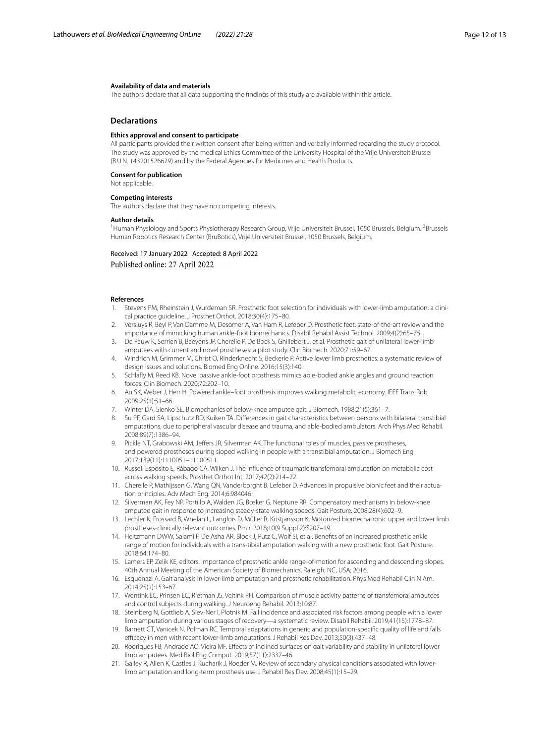#### Availability of data and materials

The authors declare that all data supporting the findings of this study are available within this article.

## Declarations

#### Ethics approval and consent to participate

All participants provided their written consent after being written and verbally informed regarding the study protocol. The study was approved by the medical Ethics Committee of the University Hospital of the Vrije Universiteit Brussel (B.U.N. 143201526629) and by the Federal Agencies for Medicines and Health Products.

#### Consent for publication

Not applicable.

#### Competing interests

The authors declare that they have no competing interests.

#### Author details

[1]Human Physiology and Sports Physiotherapy Research Group, Vrije Universiteit Brussel, 1050 Brussels, Belgium. [2]Brussels Human Robotics Research Center (BruBotics), Vrije Universiteit Brussel, 1050 Brussels, Belgium.

Received: 17 January 2022 Accepted: 8 April 2022
Published online: 27 April 2022

#### References

1. Stevens PM, Rheinstein J, Wurdeman SR. Prosthetic foot selection for individuals with lower-limb amputation: a clinical practice guideline. J Prosthet Orthot. 2018;30(4):175–80.
2. Versluys R, Beyl P, Van Damme M, Desomer A, Van Ham R, Lefeber D. Prosthetic feet: state-of-the-art review and the importance of mimicking human ankle-foot biomechanics. Disabil Rehabil Assist Technol. 2009;4(2):65–75.
3. De Pauw K, Serrien B, Baeyens JP, Cherelle P, De Bock S, Ghillebert J, et al. Prosthetic gait of unilateral lower-limb amputees with current and novel prostheses: a pilot study. Clin Biomech. 2020;71:59–67.
4. Windrich M, Grimmer M, Christ O, Rinderknecht S, Beckerle P. Active lower limb prosthetics: a systematic review of design issues and solutions. Biomed Eng Online. 2016;15(3):140.
5. Schlafly M, Reed KB. Novel passive ankle-foot prosthesis mimics able-bodied ankle angles and ground reaction forces. Clin Biomech. 2020;72:202–10.
6. Au SK, Weber J, Herr H. Powered ankle–foot prosthesis improves walking metabolic economy. IEEE Trans Rob. 2009;25(1):51–66.
7. Winter DA, Sienko SE. Biomechanics of below-knee amputee gait. J Biomech. 1988;21(5):361–7.
8. Su PF, Gard SA, Lipschutz RD, Kuiken TA. Differences in gait characteristics between persons with bilateral transtibial amputations, due to peripheral vascular disease and trauma, and able-bodied ambulators. Arch Phys Med Rehabil. 2008;89(7):1386–94.
9. Pickle NT, Grabowski AM, Jeffers JR, Silverman AK. The functional roles of muscles, passive prostheses, and powered prostheses during sloped walking in people with a transtibial amputation. J Biomech Eng. 2017;139(11):1110051–11100511.
10. Russell Esposito E, Rábago CA, Wilken J. The influence of traumatic transfemoral amputation on metabolic cost across walking speeds. Prosthet Orthot Int. 2017;42(2):214–22.
11. Cherelle P, Mathijssen G, Wang QN, Vanderborght B, Lefeber D. Advances in propulsive bionic feet and their actuation principles. Adv Mech Eng. 2014;6:984046.
12. Silverman AK, Fey NP, Portillo A, Walden JG, Bosker G, Neptune RR. Compensatory mechanisms in below-knee amputee gait in response to increasing steady-state walking speeds. Gait Posture. 2008;28(4):602–9.
13. Lechler K, Frossard B, Whelan L, Langlois D, Müller R, Kristjansson K. Motorized biomechatronic upper and lower limb prostheses-clinically relevant outcomes. Pm r. 2018;10(9 Suppl 2):S207–19.
14. Heitzmann DWW, Salami F, De Asha AR, Block J, Putz C, Wolf SI, et al. Benefits of an increased prosthetic ankle range of motion for individuals with a trans-tibial amputation walking with a new prosthetic foot. Gait Posture. 2018;64:174–80.
15. Lamers EP, Zelik KE, editors. Importance of prosthetic ankle range-of-motion for ascending and descending slopes. 40th Annual Meeting of the American Society of Biomechanics, Raleigh, NC, USA; 2016.
16. Esquenazi A. Gait analysis in lower-limb amputation and prosthetic rehabilitation. Phys Med Rehabil Clin N Am. 2014;25(1):153–67.
17. Wentink EC, Prinsen EC, Rietman JS, Veltink PH. Comparison of muscle activity patterns of transfemoral amputees and control subjects during walking. J Neuroeng Rehabil. 2013;10:87.
18. Steinberg N, Gottlieb A, Siev-Ner I, Plotnik M. Fall incidence and associated risk factors among people with a lower limb amputation during various stages of recovery—a systematic review. Disabil Rehabil. 2019;41(15):1778–87.
19. Barnett CT, Vanicek N, Polman RC. Temporal adaptations in generic and population-specific quality of life and falls efficacy in men with recent lower-limb amputations. J Rehabil Res Dev. 2013;50(3):437–48.
20. Rodrigues FB, Andrade AO, Vieira MF. Effects of inclined surfaces on gait variability and stability in unilateral lower limb amputees. Med Biol Eng Comput. 2019;57(11):2337–46.
21. Gailey R, Allen K, Castles J, Kucharik J, Roeder M. Review of secondary physical conditions associated with lower-limb amputation and long-term prosthesis use. J Rehabil Res Dev. 2008;45(1):15–29.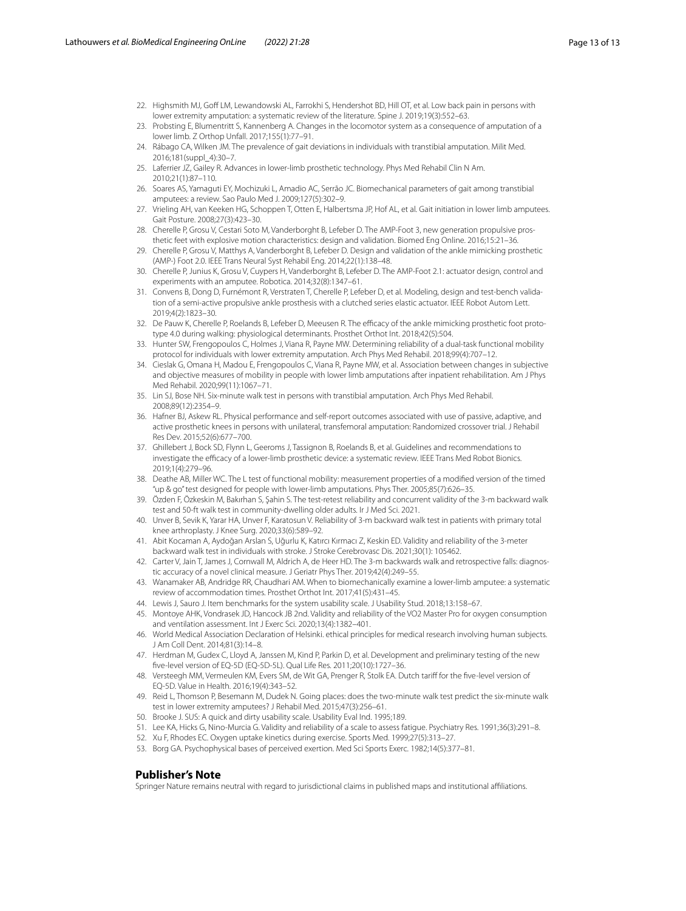22. Highsmith MJ, Goff LM, Lewandowski AL, Farrokhi S, Hendershot BD, Hill OT, et al. Low back pain in persons with lower extremity amputation: a systematic review of the literature. Spine J. 2019;19(3):552–63.
23. Probsting E, Blumentritt S, Kannenberg A. Changes in the locomotor system as a consequence of amputation of a lower limb. Z Orthop Unfall. 2017;155(1):77–91.
24. Rábago CA, Wilken JM. The prevalence of gait deviations in individuals with transtibial amputation. Milit Med. 2016;181(suppl_4):30–7.
25. Laferrier JZ, Gailey R. Advances in lower-limb prosthetic technology. Phys Med Rehabil Clin N Am. 2010;21(1):87–110.
26. Soares AS, Yamaguti EY, Mochizuki L, Amadio AC, Serrão JC. Biomechanical parameters of gait among transtibial amputees: a review. Sao Paulo Med J. 2009;127(5):302–9.
27. Vrieling AH, van Keeken HG, Schoppen T, Otten E, Halbertsma JP, Hof AL, et al. Gait initiation in lower limb amputees. Gait Posture. 2008;27(3):423–30.
28. Cherelle P, Grosu V, Cestari Soto M, Vanderborght B, Lefeber D. The AMP-Foot 3, new generation propulsive prosthetic feet with explosive motion characteristics: design and validation. Biomed Eng Online. 2016;15:21–36.
29. Cherelle P, Grosu V, Matthys A, Vanderborght B, Lefeber D. Design and validation of the ankle mimicking prosthetic (AMP-) Foot 2.0. IEEE Trans Neural Syst Rehabil Eng. 2014;22(1):138–48.
30. Cherelle P, Junius K, Grosu V, Cuypers H, Vanderborght B, Lefeber D. The AMP-Foot 2.1: actuator design, control and experiments with an amputee. Robotica. 2014;32(8):1347–61.
31. Convens B, Dong D, Furnémont R, Verstraten T, Cherelle P, Lefeber D, et al. Modeling, design and test-bench validation of a semi-active propulsive ankle prosthesis with a clutched series elastic actuator. IEEE Robot Autom Lett. 2019;4(2):1823–30.
32. De Pauw K, Cherelle P, Roelands B, Lefeber D, Meeusen R. The efficacy of the ankle mimicking prosthetic foot prototype 4.0 during walking: physiological determinants. Prosthet Orthot Int. 2018;42(5):504.
33. Hunter SW, Frengopoulos C, Holmes J, Viana R, Payne MW. Determining reliability of a dual-task functional mobility protocol for individuals with lower extremity amputation. Arch Phys Med Rehabil. 2018;99(4):707–12.
34. Cieslak G, Omana H, Madou E, Frengopoulos C, Viana R, Payne MW, et al. Association between changes in subjective and objective measures of mobility in people with lower limb amputations after inpatient rehabilitation. Am J Phys Med Rehabil. 2020;99(11):1067–71.
35. Lin SJ, Bose NH. Six-minute walk test in persons with transtibial amputation. Arch Phys Med Rehabil. 2008;89(12):2354–9.
36. Hafner BJ, Askew RL. Physical performance and self-report outcomes associated with use of passive, adaptive, and active prosthetic knees in persons with unilateral, transfemoral amputation: Randomized crossover trial. J Rehabil Res Dev. 2015;52(6):677–700.
37. Ghillebert J, Bock SD, Flynn L, Geeroms J, Tassignon B, Roelands B, et al. Guidelines and recommendations to investigate the efficacy of a lower-limb prosthetic device: a systematic review. IEEE Trans Med Robot Bionics. 2019;1(4):279–96.
38. Deathe AB, Miller WC. The L test of functional mobility: measurement properties of a modified version of the timed "up & go" test designed for people with lower-limb amputations. Phys Ther. 2005;85(7):626–35.
39. Özden F, Özkeskin M, Bakırhan S, Şahin S. The test-retest reliability and concurrent validity of the 3-m backward walk test and 50-ft walk test in community-dwelling older adults. Ir J Med Sci. 2021.
40. Unver B, Sevik K, Yarar HA, Unver F, Karatosun V. Reliability of 3-m backward walk test in patients with primary total knee arthroplasty. J Knee Surg. 2020;33(6):589–92.
41. Abit Kocaman A, Aydoğan Arslan S, Uğurlu K, Katırcı Kırmacı Z, Keskin ED. Validity and reliability of the 3-meter backward walk test in individuals with stroke. J Stroke Cerebrovasc Dis. 2021;30(1): 105462.
42. Carter V, Jain T, James J, Cornwall M, Aldrich A, de Heer HD. The 3-m backwards walk and retrospective falls: diagnostic accuracy of a novel clinical measure. J Geriatr Phys Ther. 2019;42(4):249–55.
43. Wanamaker AB, Andridge RR, Chaudhari AM. When to biomechanically examine a lower-limb amputee: a systematic review of accommodation times. Prosthet Orthot Int. 2017;41(5):431–45.
44. Lewis J, Sauro J. Item benchmarks for the system usability scale. J Usability Stud. 2018;13:158–67.
45. Montoye AHK, Vondrasek JD, Hancock JB 2nd. Validity and reliability of the VO2 Master Pro for oxygen consumption and ventilation assessment. Int J Exerc Sci. 2020;13(4):1382–401.
46. World Medical Association Declaration of Helsinki. ethical principles for medical research involving human subjects. J Am Coll Dent. 2014;81(3):14–8.
47. Herdman M, Gudex C, Lloyd A, Janssen M, Kind P, Parkin D, et al. Development and preliminary testing of the new five-level version of EQ-5D (EQ-5D-5L). Qual Life Res. 2011;20(10):1727–36.
48. Versteegh MM, Vermeulen KM, Evers SM, de Wit GA, Prenger R, Stolk EA. Dutch tariff for the five-level version of EQ-5D. Value in Health. 2016;19(4):343–52.
49. Reid L, Thomson P, Besemann M, Dudek N. Going places: does the two-minute walk test predict the six-minute walk test in lower extremity amputees? J Rehabil Med. 2015;47(3):256–61.
50. Brooke J. SUS: A quick and dirty usability scale. Usability Eval Ind. 1995;189.
51. Lee KA, Hicks G, Nino-Murcia G. Validity and reliability of a scale to assess fatigue. Psychiatry Res. 1991;36(3):291–8.
52. Xu F, Rhodes EC. Oxygen uptake kinetics during exercise. Sports Med. 1999;27(5):313–27.
53. Borg GA. Psychophysical bases of perceived exertion. Med Sci Sports Exerc. 1982;14(5):377–81.

## Publisher's Note

Springer Nature remains neutral with regard to jurisdictional claims in published maps and institutional affiliations.